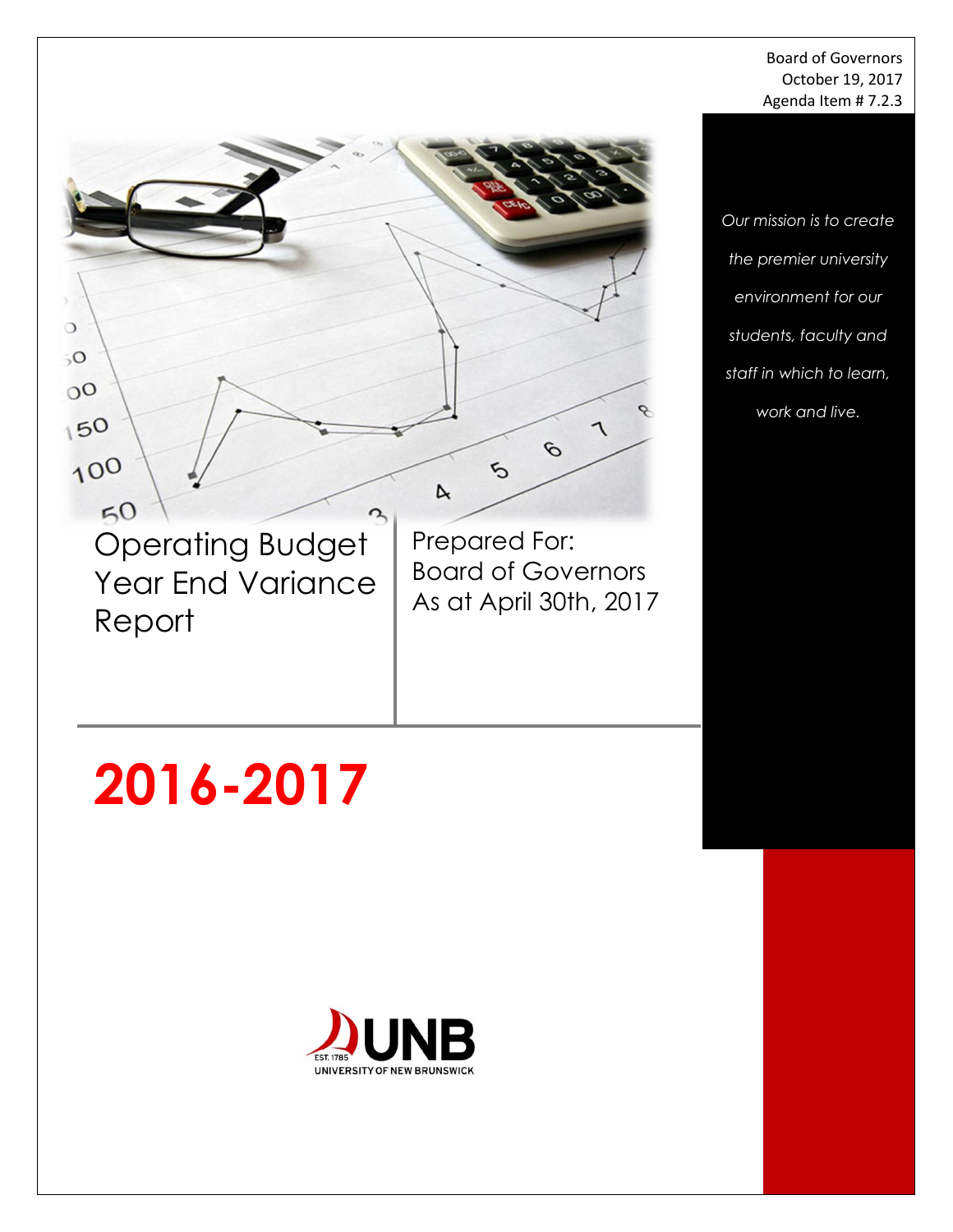Board of Governors
October 19, 2017
Agenda Item # 7.2.3

*Our mission is to create the premier university environment for our students, faculty and staff in which to learn, work and live.*

# Operating Budget Year End Variance Report

Prepared For:
Board of Governors
As at April 30th, 2017

# 2016-2017

EST. 1785 UNB
UNIVERSITY OF NEW BRUNSWICK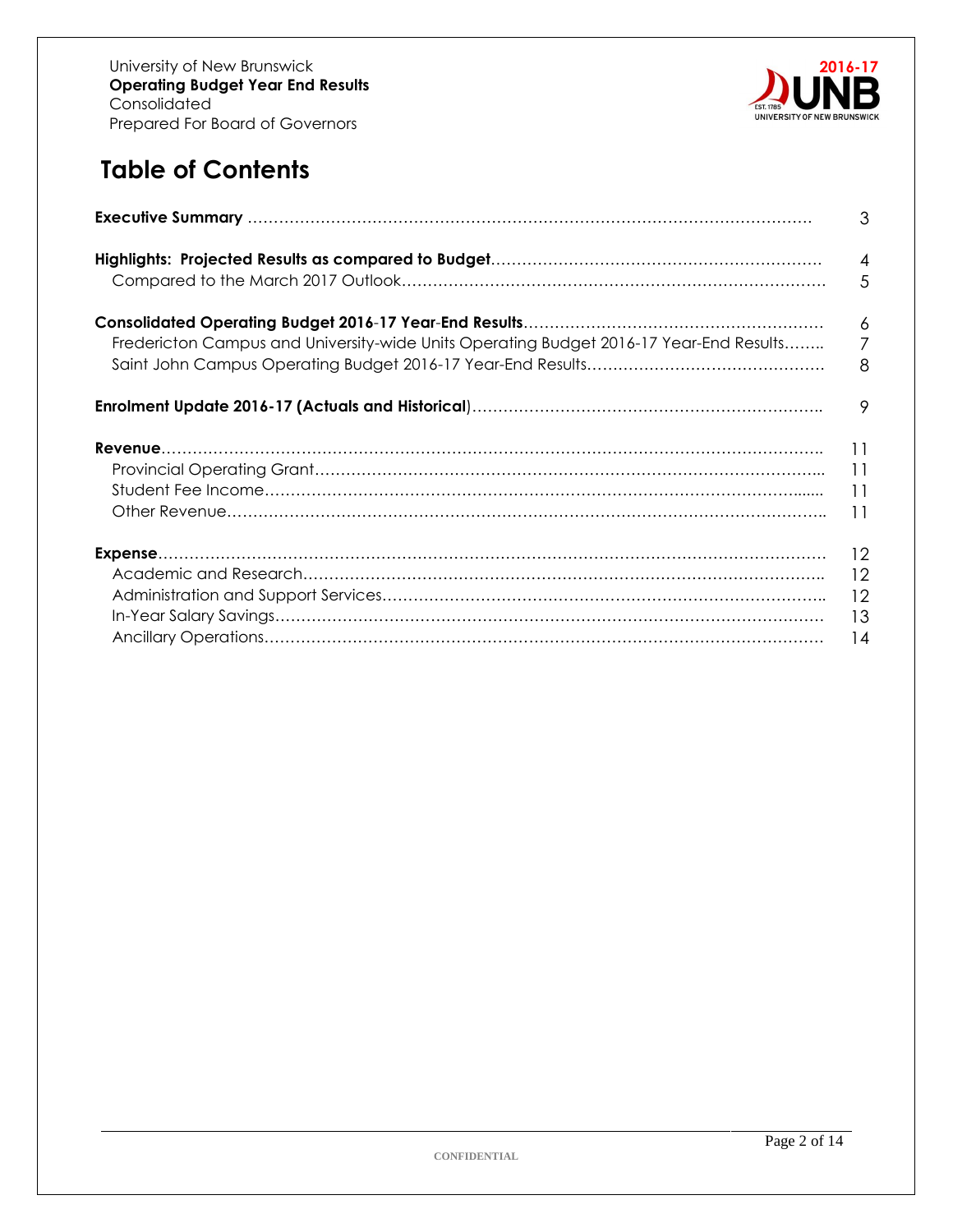# Table of Contents

| | |
|---|---|
| **Executive Summary** | 3 |
| **Highlights: Projected Results as compared to Budget** | 4 |
| Compared to the March 2017 Outlook | 5 |
| **Consolidated Operating Budget 2016-17 Year-End Results** | 6 |
| Fredericton Campus and University-wide Units Operating Budget 2016-17 Year-End Results | 7 |
| Saint John Campus Operating Budget 2016-17 Year-End Results | 8 |
| **Enrolment Update 2016-17 (Actuals and Historical)** | 9 |
| **Revenue** | 11 |
| Provincial Operating Grant | 11 |
| Student Fee Income | 11 |
| Other Revenue | 11 |
| **Expense** | 12 |
| Academic and Research | 12 |
| Administration and Support Services | 12 |
| In-Year Salary Savings | 13 |
| Ancillary Operations | 14 |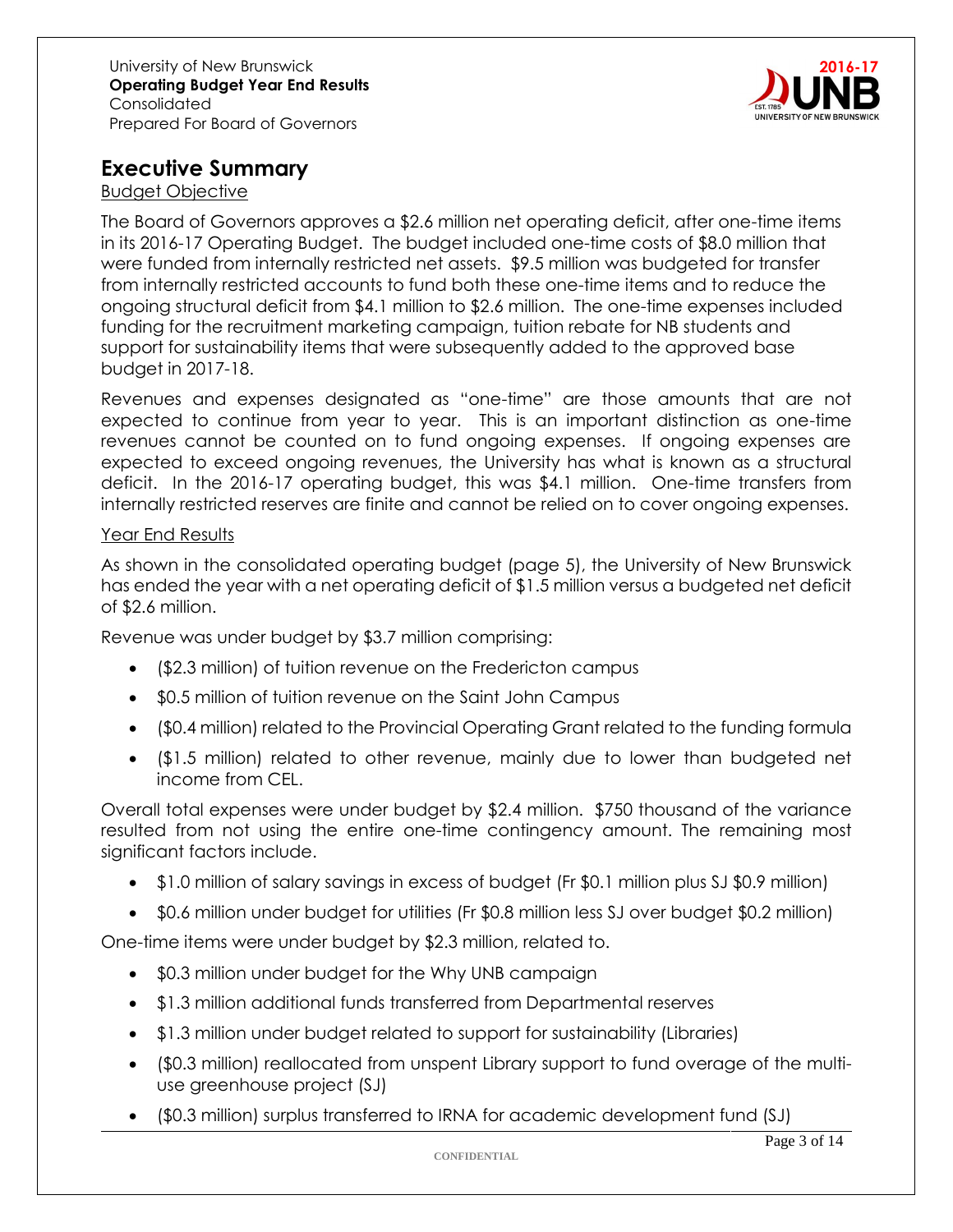University of New Brunswick
**Operating Budget Year End Results**
Consolidated
Prepared For Board of Governors

2016-17

# Executive Summary

Budget Objective

The Board of Governors approves a $2.6 million net operating deficit, after one-time items in its 2016-17 Operating Budget. The budget included one-time costs of $8.0 million that were funded from internally restricted net assets. $9.5 million was budgeted for transfer from internally restricted accounts to fund both these one-time items and to reduce the ongoing structural deficit from $4.1 million to $2.6 million. The one-time expenses included funding for the recruitment marketing campaign, tuition rebate for NB students and support for sustainability items that were subsequently added to the approved base budget in 2017-18.

Revenues and expenses designated as "one-time" are those amounts that are not expected to continue from year to year. This is an important distinction as one-time revenues cannot be counted on to fund ongoing expenses. If ongoing expenses are expected to exceed ongoing revenues, the University has what is known as a structural deficit. In the 2016-17 operating budget, this was $4.1 million. One-time transfers from internally restricted reserves are finite and cannot be relied on to cover ongoing expenses.

Year End Results

As shown in the consolidated operating budget (page 5), the University of New Brunswick has ended the year with a net operating deficit of $1.5 million versus a budgeted net deficit of $2.6 million.

Revenue was under budget by $3.7 million comprising:

- ($2.3 million) of tuition revenue on the Fredericton campus
- $0.5 million of tuition revenue on the Saint John Campus
- ($0.4 million) related to the Provincial Operating Grant related to the funding formula
- ($1.5 million) related to other revenue, mainly due to lower than budgeted net income from CEL.

Overall total expenses were under budget by $2.4 million. $750 thousand of the variance resulted from not using the entire one-time contingency amount. The remaining most significant factors include.

- $1.0 million of salary savings in excess of budget (Fr $0.1 million plus SJ $0.9 million)
- $0.6 million under budget for utilities (Fr $0.8 million less SJ over budget $0.2 million)

One-time items were under budget by $2.3 million, related to.

- $0.3 million under budget for the Why UNB campaign
- $1.3 million additional funds transferred from Departmental reserves
- $1.3 million under budget related to support for sustainability (Libraries)
- ($0.3 million) reallocated from unspent Library support to fund overage of the multi-use greenhouse project (SJ)
- ($0.3 million) surplus transferred to IRNA for academic development fund (SJ)

CONFIDENTIAL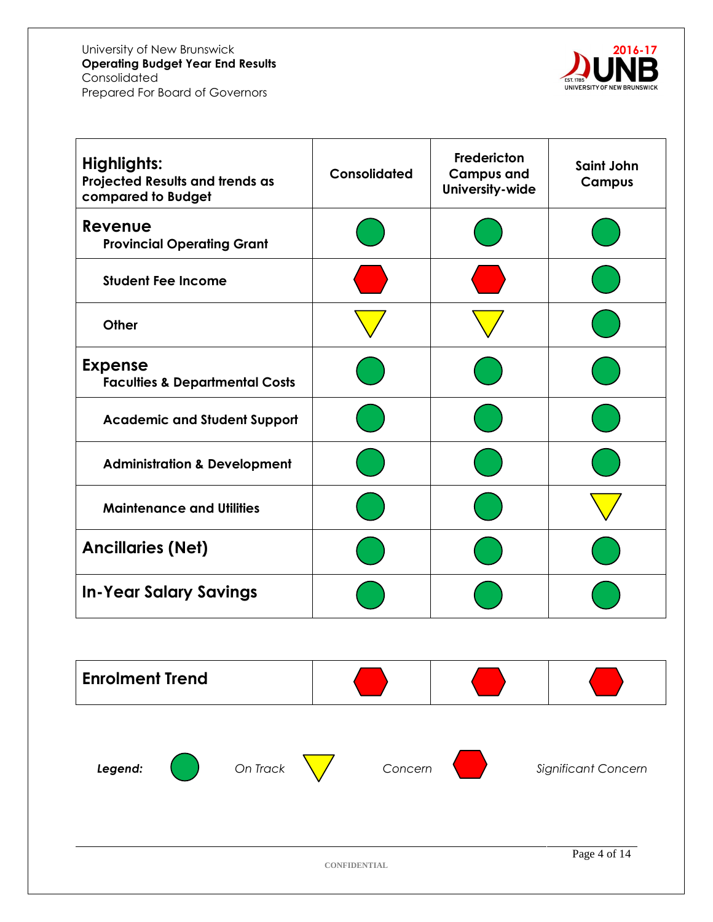University of New Brunswick
**Operating Budget Year End Results**
Consolidated
Prepared For Board of Governors

**2016-17**

| **Highlights:** Projected Results and trends as compared to Budget | Consolidated | Fredericton Campus and University-wide | Saint John Campus |
|---|---|---|---|
| **Revenue** | | | |
| Provincial Operating Grant | On Track | On Track | On Track |
| Student Fee Income | Significant Concern | Significant Concern | On Track |
| Other | Concern | Concern | On Track |
| **Expense** | | | |
| Faculties & Departmental Costs | On Track | On Track | On Track |
| Academic and Student Support | On Track | On Track | On Track |
| Administration & Development | On Track | On Track | On Track |
| Maintenance and Utilities | On Track | On Track | Concern |
| **Ancillaries (Net)** | On Track | On Track | On Track |
| **In-Year Salary Savings** | On Track | On Track | On Track |

| **Enrolment Trend** | Significant Concern | Significant Concern | Significant Concern |
|---|---|---|---|

***Legend:*** *On Track* (green circle) | *Concern* (yellow triangle) | *Significant Concern* (red hexagon)

CONFIDENTIAL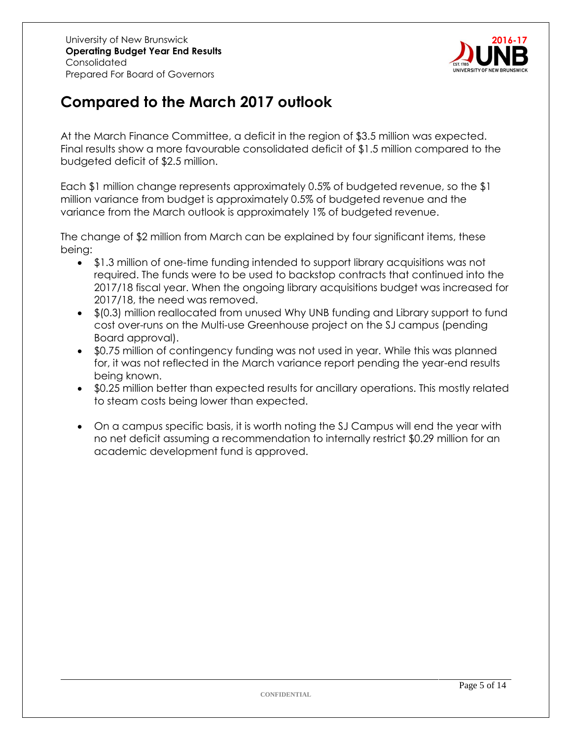## Compared to the March 2017 outlook

At the March Finance Committee, a deficit in the region of $3.5 million was expected. Final results show a more favourable consolidated deficit of $1.5 million compared to the budgeted deficit of $2.5 million.

Each $1 million change represents approximately 0.5% of budgeted revenue, so the $1 million variance from budget is approximately 0.5% of budgeted revenue and the variance from the March outlook is approximately 1% of budgeted revenue.

The change of $2 million from March can be explained by four significant items, these being:

- $1.3 million of one-time funding intended to support library acquisitions was not required. The funds were to be used to backstop contracts that continued into the 2017/18 fiscal year. When the ongoing library acquisitions budget was increased for 2017/18, the need was removed.
- $(0.3) million reallocated from unused Why UNB funding and Library support to fund cost over-runs on the Multi-use Greenhouse project on the SJ campus (pending Board approval).
- $0.75 million of contingency funding was not used in year. While this was planned for, it was not reflected in the March variance report pending the year-end results being known.
- $0.25 million better than expected results for ancillary operations. This mostly related to steam costs being lower than expected.
- On a campus specific basis, it is worth noting the SJ Campus will end the year with no net deficit assuming a recommendation to internally restrict $0.29 million for an academic development fund is approved.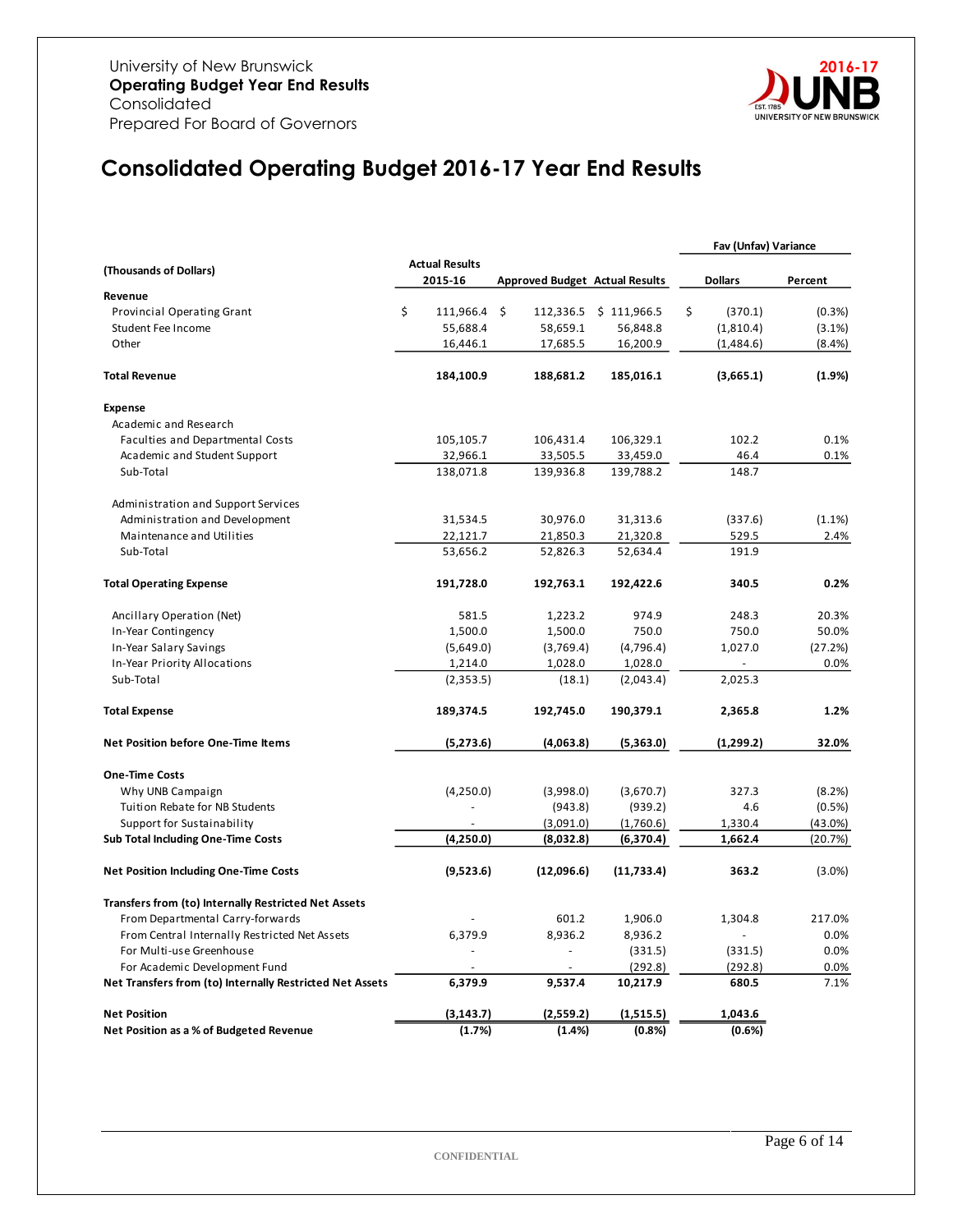University of New Brunswick
**Operating Budget Year End Results**
Consolidated
Prepared For Board of Governors

2016-17 UNB

# Consolidated Operating Budget 2016-17 Year End Results

| (Thousands of Dollars) | Actual Results 2015-16 | Approved Budget | Actual Results | Fav (Unfav) Variance Dollars | Fav (Unfav) Variance Percent |
|---|---|---|---|---|---|
| **Revenue** | | | | | |
| Provincial Operating Grant | $ 111,966.4 | $ 112,336.5 | $ 111,966.5 | $ (370.1) | (0.3%) |
| Student Fee Income | 55,688.4 | 58,659.1 | 56,848.8 | (1,810.4) | (3.1%) |
| Other | 16,446.1 | 17,685.5 | 16,200.9 | (1,484.6) | (8.4%) |
| **Total Revenue** | **184,100.9** | **188,681.2** | **185,016.1** | **(3,665.1)** | **(1.9%)** |
| **Expense** | | | | | |
| Academic and Research | | | | | |
| Faculties and Departmental Costs | 105,105.7 | 106,431.4 | 106,329.1 | 102.2 | 0.1% |
| Academic and Student Support | 32,966.1 | 33,505.5 | 33,459.0 | 46.4 | 0.1% |
| Sub-Total | 138,071.8 | 139,936.8 | 139,788.2 | 148.7 | |
| Administration and Support Services | | | | | |
| Administration and Development | 31,534.5 | 30,976.0 | 31,313.6 | (337.6) | (1.1%) |
| Maintenance and Utilities | 22,121.7 | 21,850.3 | 21,320.8 | 529.5 | 2.4% |
| Sub-Total | 53,656.2 | 52,826.3 | 52,634.4 | 191.9 | |
| **Total Operating Expense** | **191,728.0** | **192,763.1** | **192,422.6** | **340.5** | **0.2%** |
| Ancillary Operation (Net) | 581.5 | 1,223.2 | 974.9 | 248.3 | 20.3% |
| In-Year Contingency | 1,500.0 | 1,500.0 | 750.0 | 750.0 | 50.0% |
| In-Year Salary Savings | (5,649.0) | (3,769.4) | (4,796.4) | 1,027.0 | (27.2%) |
| In-Year Priority Allocations | 1,214.0 | 1,028.0 | 1,028.0 | - | 0.0% |
| Sub-Total | (2,353.5) | (18.1) | (2,043.4) | 2,025.3 | |
| **Total Expense** | **189,374.5** | **192,745.0** | **190,379.1** | **2,365.8** | **1.2%** |
| **Net Position before One-Time Items** | **(5,273.6)** | **(4,063.8)** | **(5,363.0)** | **(1,299.2)** | **32.0%** |
| **One-Time Costs** | | | | | |
| Why UNB Campaign | (4,250.0) | (3,998.0) | (3,670.7) | 327.3 | (8.2%) |
| Tuition Rebate for NB Students | - | (943.8) | (939.2) | 4.6 | (0.5%) |
| Support for Sustainability | - | (3,091.0) | (1,760.6) | 1,330.4 | (43.0%) |
| **Sub Total Including One-Time Costs** | **(4,250.0)** | **(8,032.8)** | **(6,370.4)** | **1,662.4** | (20.7%) |
| **Net Position Including One-Time Costs** | **(9,523.6)** | **(12,096.6)** | **(11,733.4)** | **363.2** | (3.0%) |
| **Transfers from (to) Internally Restricted Net Assets** | | | | | |
| From Departmental Carry-forwards | - | 601.2 | 1,906.0 | 1,304.8 | 217.0% |
| From Central Internally Restricted Net Assets | 6,379.9 | 8,936.2 | 8,936.2 | - | 0.0% |
| For Multi-use Greenhouse | - | - | (331.5) | (331.5) | 0.0% |
| For Academic Development Fund | - | - | (292.8) | (292.8) | 0.0% |
| **Net Transfers from (to) Internally Restricted Net Assets** | **6,379.9** | **9,537.4** | **10,217.9** | **680.5** | 7.1% |
| **Net Position** | **(3,143.7)** | **(2,559.2)** | **(1,515.5)** | **1,043.6** | |
| **Net Position as a % of Budgeted Revenue** | **(1.7%)** | **(1.4%)** | **(0.8%)** | **(0.6%)** | |

CONFIDENTIAL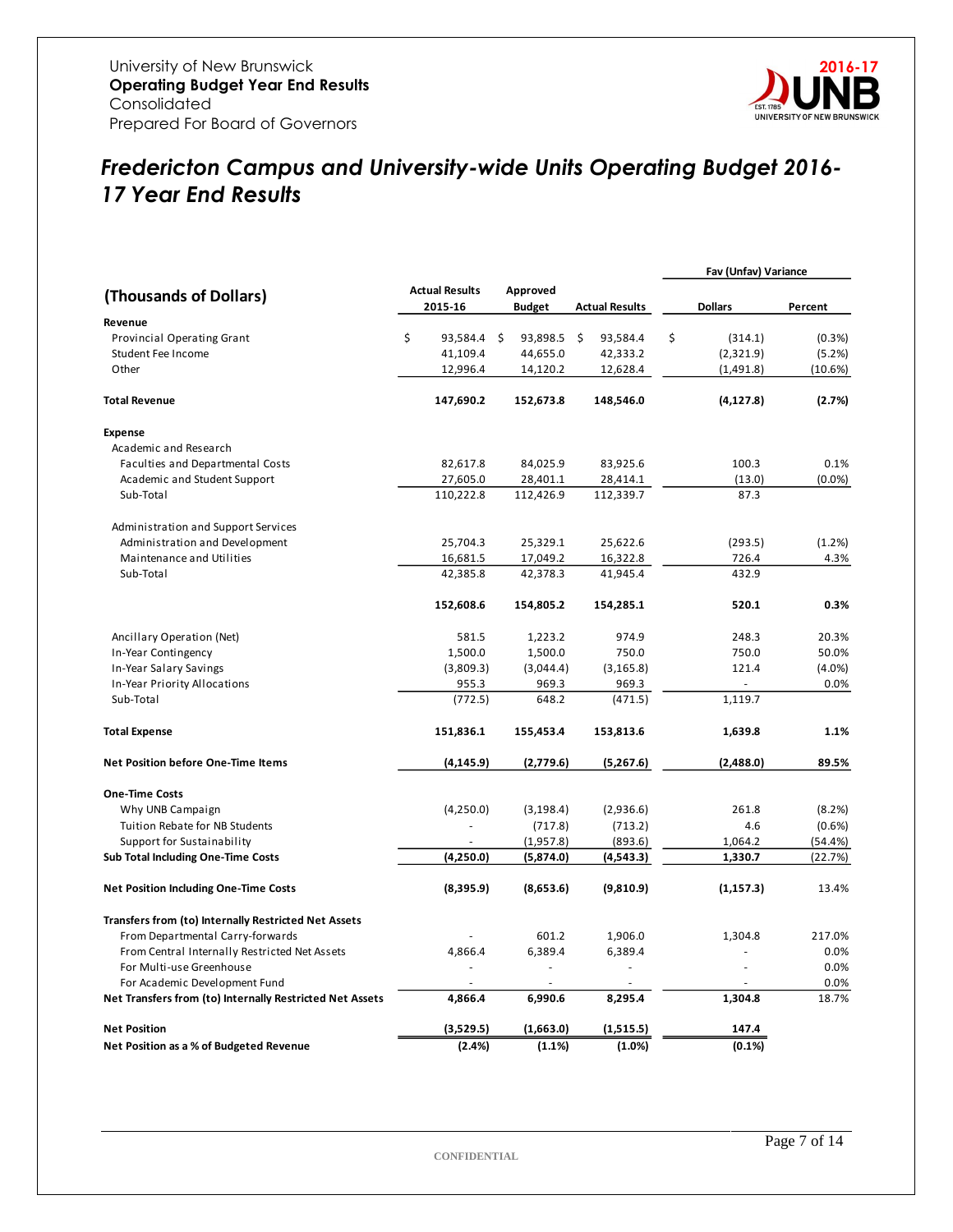University of New Brunswick
**Operating Budget Year End Results**
Consolidated
Prepared For Board of Governors

2016-17 UNB

# *Fredericton Campus and University-wide Units Operating Budget 2016-17 Year End Results*

| (Thousands of Dollars) | Actual Results 2015-16 | Approved Budget | Actual Results | Fav (Unfav) Variance Dollars | Fav (Unfav) Variance Percent |
|---|---|---|---|---|---|
| **Revenue** | | | | | |
| Provincial Operating Grant | $ 93,584.4 | $ 93,898.5 | $ 93,584.4 | $ (314.1) | (0.3%) |
| Student Fee Income | 41,109.4 | 44,655.0 | 42,333.2 | (2,321.9) | (5.2%) |
| Other | 12,996.4 | 14,120.2 | 12,628.4 | (1,491.8) | (10.6%) |
| **Total Revenue** | **147,690.2** | **152,673.8** | **148,546.0** | **(4,127.8)** | **(2.7%)** |
| **Expense** | | | | | |
| Academic and Research | | | | | |
| Faculties and Departmental Costs | 82,617.8 | 84,025.9 | 83,925.6 | 100.3 | 0.1% |
| Academic and Student Support | 27,605.0 | 28,401.1 | 28,414.1 | (13.0) | (0.0%) |
| Sub-Total | 110,222.8 | 112,426.9 | 112,339.7 | 87.3 | |
| Administration and Support Services | | | | | |
| Administration and Development | 25,704.3 | 25,329.1 | 25,622.6 | (293.5) | (1.2%) |
| Maintenance and Utilities | 16,681.5 | 17,049.2 | 16,322.8 | 726.4 | 4.3% |
| Sub-Total | 42,385.8 | 42,378.3 | 41,945.4 | 432.9 | |
| | **152,608.6** | **154,805.2** | **154,285.1** | **520.1** | **0.3%** |
| Ancillary Operation (Net) | 581.5 | 1,223.2 | 974.9 | 248.3 | 20.3% |
| In-Year Contingency | 1,500.0 | 1,500.0 | 750.0 | 750.0 | 50.0% |
| In-Year Salary Savings | (3,809.3) | (3,044.4) | (3,165.8) | 121.4 | (4.0%) |
| In-Year Priority Allocations | 955.3 | 969.3 | 969.3 | - | 0.0% |
| Sub-Total | (772.5) | 648.2 | (471.5) | 1,119.7 | |
| **Total Expense** | **151,836.1** | **155,453.4** | **153,813.6** | **1,639.8** | **1.1%** |
| **Net Position before One-Time Items** | **(4,145.9)** | **(2,779.6)** | **(5,267.6)** | **(2,488.0)** | **89.5%** |
| **One-Time Costs** | | | | | |
| Why UNB Campaign | (4,250.0) | (3,198.4) | (2,936.6) | 261.8 | (8.2%) |
| Tuition Rebate for NB Students | - | (717.8) | (713.2) | 4.6 | (0.6%) |
| Support for Sustainability | - | (1,957.8) | (893.6) | 1,064.2 | (54.4%) |
| **Sub Total Including One-Time Costs** | **(4,250.0)** | **(5,874.0)** | **(4,543.3)** | **1,330.7** | **(22.7%)** |
| **Net Position Including One-Time Costs** | **(8,395.9)** | **(8,653.6)** | **(9,810.9)** | **(1,157.3)** | 13.4% |
| **Transfers from (to) Internally Restricted Net Assets** | | | | | |
| From Departmental Carry-forwards | - | 601.2 | 1,906.0 | 1,304.8 | 217.0% |
| From Central Internally Restricted Net Assets | 4,866.4 | 6,389.4 | 6,389.4 | - | 0.0% |
| For Multi-use Greenhouse | - | - | - | - | 0.0% |
| For Academic Development Fund | - | - | - | - | 0.0% |
| **Net Transfers from (to) Internally Restricted Net Assets** | **4,866.4** | **6,990.6** | **8,295.4** | **1,304.8** | 18.7% |
| **Net Position** | **(3,529.5)** | **(1,663.0)** | **(1,515.5)** | **147.4** | |
| **Net Position as a % of Budgeted Revenue** | **(2.4%)** | **(1.1%)** | **(1.0%)** | **(0.1%)** | |

CONFIDENTIAL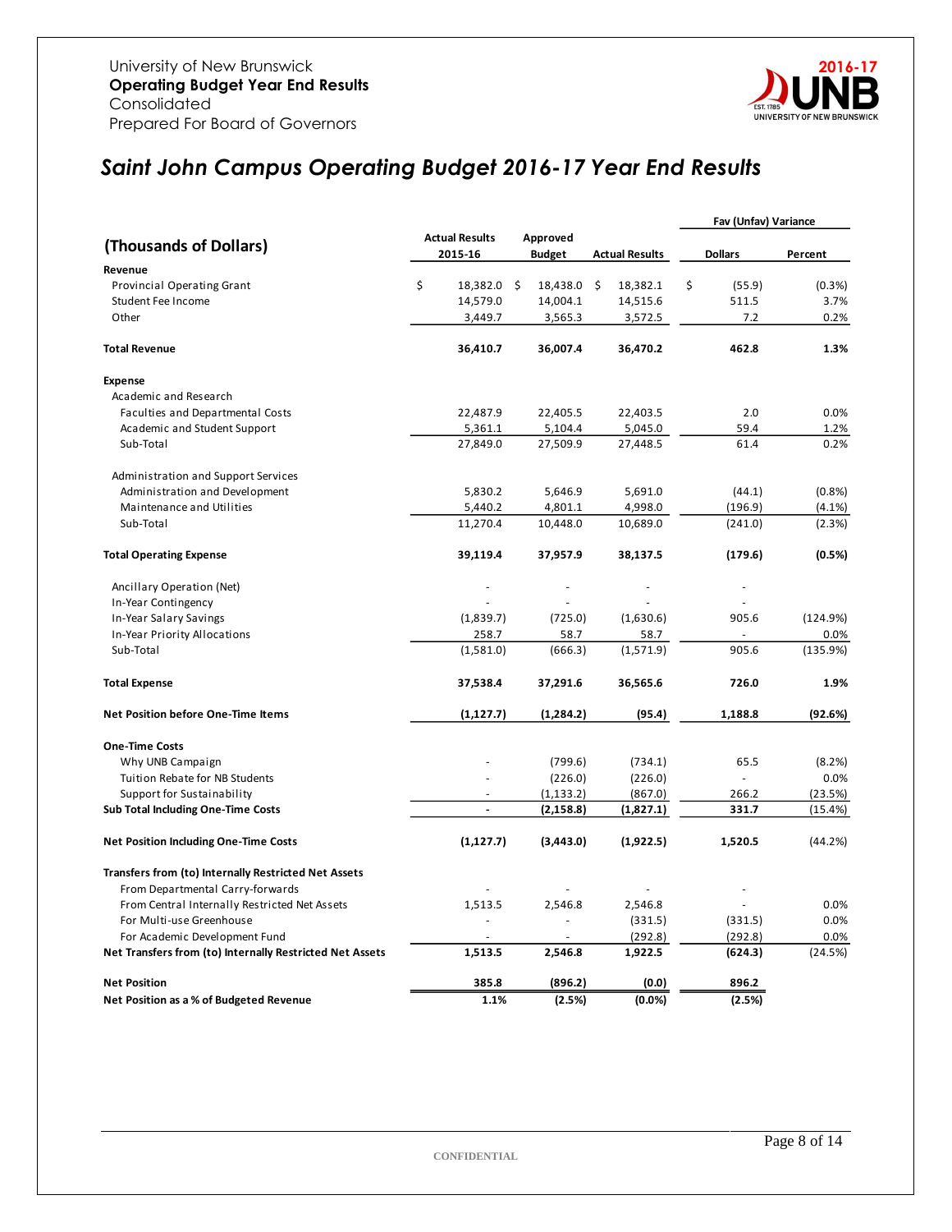University of New Brunswick
**Operating Budget Year End Results**
Consolidated
Prepared For Board of Governors

2016-17 UNB

# *Saint John Campus Operating Budget 2016-17 Year End Results*

| (Thousands of Dollars) | Actual Results 2015-16 | Approved Budget | Actual Results | Fav (Unfav) Variance Dollars | Fav (Unfav) Variance Percent |
|---|---|---|---|---|---|
| **Revenue** | | | | | |
| Provincial Operating Grant | $ 18,382.0 | $ 18,438.0 | $ 18,382.1 | $ (55.9) | (0.3%) |
| Student Fee Income | 14,579.0 | 14,004.1 | 14,515.6 | 511.5 | 3.7% |
| Other | 3,449.7 | 3,565.3 | 3,572.5 | 7.2 | 0.2% |
| **Total Revenue** | **36,410.7** | **36,007.4** | **36,470.2** | **462.8** | **1.3%** |
| **Expense** | | | | | |
| Academic and Research | | | | | |
| Faculties and Departmental Costs | 22,487.9 | 22,405.5 | 22,403.5 | 2.0 | 0.0% |
| Academic and Student Support | 5,361.1 | 5,104.4 | 5,045.0 | 59.4 | 1.2% |
| Sub-Total | 27,849.0 | 27,509.9 | 27,448.5 | 61.4 | 0.2% |
| Administration and Support Services | | | | | |
| Administration and Development | 5,830.2 | 5,646.9 | 5,691.0 | (44.1) | (0.8%) |
| Maintenance and Utilities | 5,440.2 | 4,801.1 | 4,998.0 | (196.9) | (4.1%) |
| Sub-Total | 11,270.4 | 10,448.0 | 10,689.0 | (241.0) | (2.3%) |
| **Total Operating Expense** | **39,119.4** | **37,957.9** | **38,137.5** | **(179.6)** | **(0.5%)** |
| Ancillary Operation (Net) | - | - | - | - | |
| In-Year Contingency | - | - | - | - | |
| In-Year Salary Savings | (1,839.7) | (725.0) | (1,630.6) | 905.6 | (124.9%) |
| In-Year Priority Allocations | 258.7 | 58.7 | 58.7 | - | 0.0% |
| Sub-Total | (1,581.0) | (666.3) | (1,571.9) | 905.6 | (135.9%) |
| **Total Expense** | **37,538.4** | **37,291.6** | **36,565.6** | **726.0** | **1.9%** |
| **Net Position before One-Time Items** | **(1,127.7)** | **(1,284.2)** | **(95.4)** | **1,188.8** | **(92.6%)** |
| **One-Time Costs** | | | | | |
| Why UNB Campaign | - | (799.6) | (734.1) | 65.5 | (8.2%) |
| Tuition Rebate for NB Students | - | (226.0) | (226.0) | - | 0.0% |
| Support for Sustainability | - | (1,133.2) | (867.0) | 266.2 | (23.5%) |
| **Sub Total Including One-Time Costs** | **-** | **(2,158.8)** | **(1,827.1)** | **331.7** | (15.4%) |
| **Net Position Including One-Time Costs** | **(1,127.7)** | **(3,443.0)** | **(1,922.5)** | **1,520.5** | (44.2%) |
| **Transfers from (to) Internally Restricted Net Assets** | | | | | |
| From Departmental Carry-forwards | - | - | - | - | |
| From Central Internally Restricted Net Assets | 1,513.5 | 2,546.8 | 2,546.8 | - | 0.0% |
| For Multi-use Greenhouse | - | - | (331.5) | (331.5) | 0.0% |
| For Academic Development Fund | - | - | (292.8) | (292.8) | 0.0% |
| **Net Transfers from (to) Internally Restricted Net Assets** | **1,513.5** | **2,546.8** | **1,922.5** | **(624.3)** | (24.5%) |
| **Net Position** | **385.8** | **(896.2)** | **(0.0)** | **896.2** | |
| **Net Position as a % of Budgeted Revenue** | **1.1%** | **(2.5%)** | **(0.0%)** | **(2.5%)** | |

CONFIDENTIAL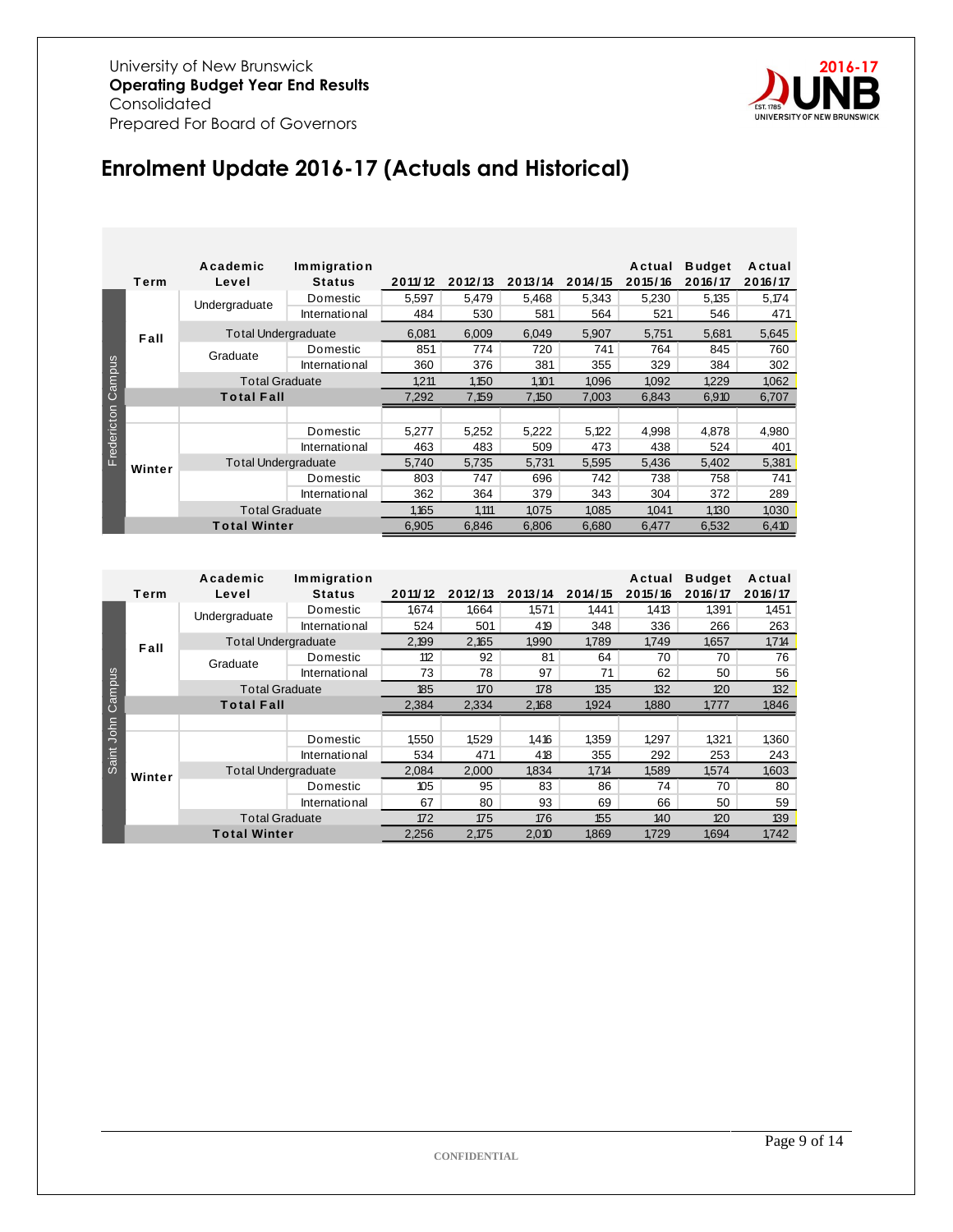University of New Brunswick
**Operating Budget Year End Results**
Consolidated
Prepared For Board of Governors

# Enrolment Update 2016-17 (Actuals and Historical)

| Campus | Term | Academic Level | Immigration Status | 2011/12 | 2012/13 | 2013/14 | 2014/15 | Actual 2015/16 | Budget 2016/17 | Actual 2016/17 |
|---|---|---|---|---|---|---|---|---|---|---|
| Fredericton Campus | Fall | Undergraduate | Domestic | 5,597 | 5,479 | 5,468 | 5,343 | 5,230 | 5,135 | 5,174 |
| | | | International | 484 | 530 | 581 | 564 | 521 | 546 | 471 |
| | | Total Undergraduate | | 6,081 | 6,009 | 6,049 | 5,907 | 5,751 | 5,681 | 5,645 |
| | | Graduate | Domestic | 851 | 774 | 720 | 741 | 764 | 845 | 760 |
| | | | International | 360 | 376 | 381 | 355 | 329 | 384 | 302 |
| | | Total Graduate | | 1,211 | 1,150 | 1,101 | 1,096 | 1,092 | 1,229 | 1,062 |
| | **Total Fall** | | | 7,292 | 7,159 | 7,150 | 7,003 | 6,843 | 6,910 | 6,707 |
| | Winter | | Domestic | 5,277 | 5,252 | 5,222 | 5,122 | 4,998 | 4,878 | 4,980 |
| | | | International | 463 | 483 | 509 | 473 | 438 | 524 | 401 |
| | | Total Undergraduate | | 5,740 | 5,735 | 5,731 | 5,595 | 5,436 | 5,402 | 5,381 |
| | | | Domestic | 803 | 747 | 696 | 742 | 738 | 758 | 741 |
| | | | International | 362 | 364 | 379 | 343 | 304 | 372 | 289 |
| | | Total Graduate | | 1,165 | 1,111 | 1,075 | 1,085 | 1,041 | 1,130 | 1,030 |
| | **Total Winter** | | | 6,905 | 6,846 | 6,806 | 6,680 | 6,477 | 6,532 | 6,410 |

| Campus | Term | Academic Level | Immigration Status | 2011/12 | 2012/13 | 2013/14 | 2014/15 | Actual 2015/16 | Budget 2016/17 | Actual 2016/17 |
|---|---|---|---|---|---|---|---|---|---|---|
| Saint John Campus | Fall | Undergraduate | Domestic | 1,674 | 1,664 | 1,571 | 1,441 | 1,413 | 1,391 | 1,451 |
| | | | International | 524 | 501 | 419 | 348 | 336 | 266 | 263 |
| | | Total Undergraduate | | 2,199 | 2,165 | 1,990 | 1,789 | 1,749 | 1,657 | 1,714 |
| | | Graduate | Domestic | 112 | 92 | 81 | 64 | 70 | 70 | 76 |
| | | | International | 73 | 78 | 97 | 71 | 62 | 50 | 56 |
| | | Total Graduate | | 185 | 170 | 178 | 135 | 132 | 120 | 132 |
| | **Total Fall** | | | 2,384 | 2,334 | 2,168 | 1,924 | 1,880 | 1,777 | 1,846 |
| | Winter | | Domestic | 1,550 | 1,529 | 1,416 | 1,359 | 1,297 | 1,321 | 1,360 |
| | | | International | 534 | 471 | 418 | 355 | 292 | 253 | 243 |
| | | Total Undergraduate | | 2,084 | 2,000 | 1,834 | 1,714 | 1,589 | 1,574 | 1,603 |
| | | | Domestic | 105 | 95 | 83 | 86 | 74 | 70 | 80 |
| | | | International | 67 | 80 | 93 | 69 | 66 | 50 | 59 |
| | | Total Graduate | | 172 | 175 | 176 | 155 | 140 | 120 | 139 |
| | **Total Winter** | | | 2,256 | 2,175 | 2,010 | 1,869 | 1,729 | 1,694 | 1,742 |

CONFIDENTIAL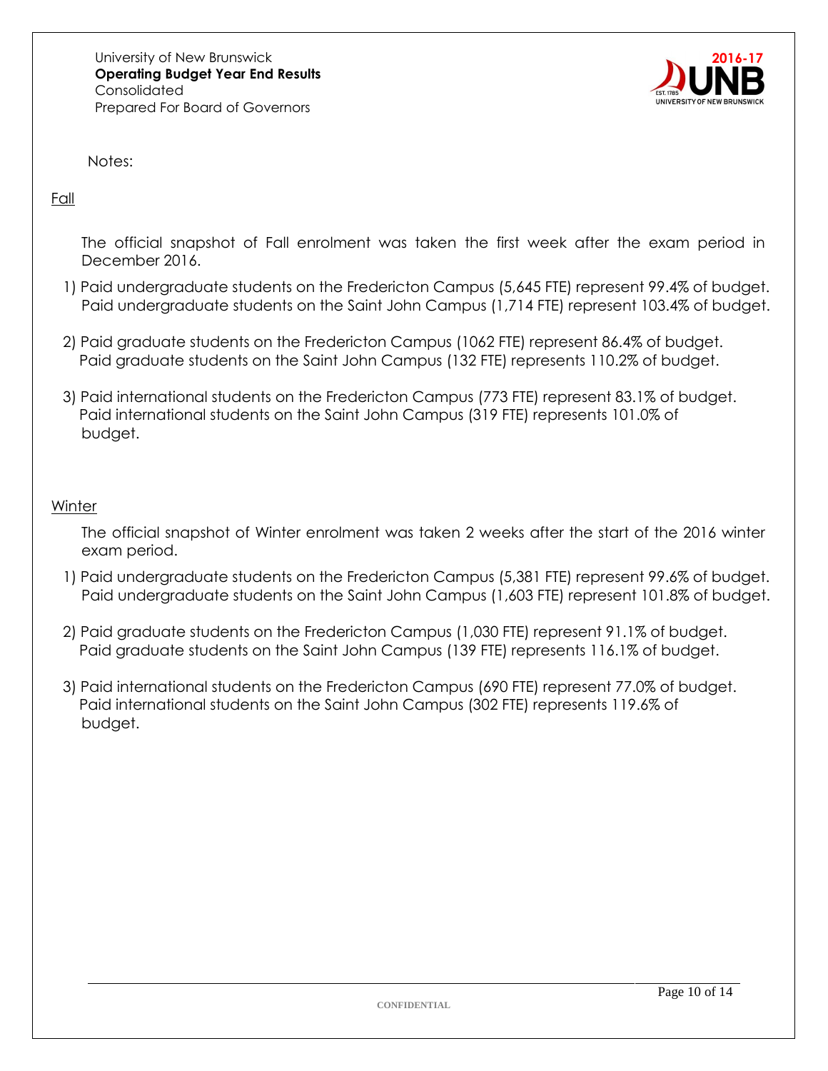University of New Brunswick
**Operating Budget Year End Results**
Consolidated
Prepared For Board of Governors

2016-17

Notes:

## Fall

The official snapshot of Fall enrolment was taken the first week after the exam period in December 2016.

1) Paid undergraduate students on the Fredericton Campus (5,645 FTE) represent 99.4% of budget. Paid undergraduate students on the Saint John Campus (1,714 FTE) represent 103.4% of budget.
2) Paid graduate students on the Fredericton Campus (1062 FTE) represent 86.4% of budget. Paid graduate students on the Saint John Campus (132 FTE) represents 110.2% of budget.
3) Paid international students on the Fredericton Campus (773 FTE) represent 83.1% of budget. Paid international students on the Saint John Campus (319 FTE) represents 101.0% of budget.

## Winter

The official snapshot of Winter enrolment was taken 2 weeks after the start of the 2016 winter exam period.

1) Paid undergraduate students on the Fredericton Campus (5,381 FTE) represent 99.6% of budget. Paid undergraduate students on the Saint John Campus (1,603 FTE) represent 101.8% of budget.
2) Paid graduate students on the Fredericton Campus (1,030 FTE) represent 91.1% of budget. Paid graduate students on the Saint John Campus (139 FTE) represents 116.1% of budget.
3) Paid international students on the Fredericton Campus (690 FTE) represent 77.0% of budget. Paid international students on the Saint John Campus (302 FTE) represents 119.6% of budget.

CONFIDENTIAL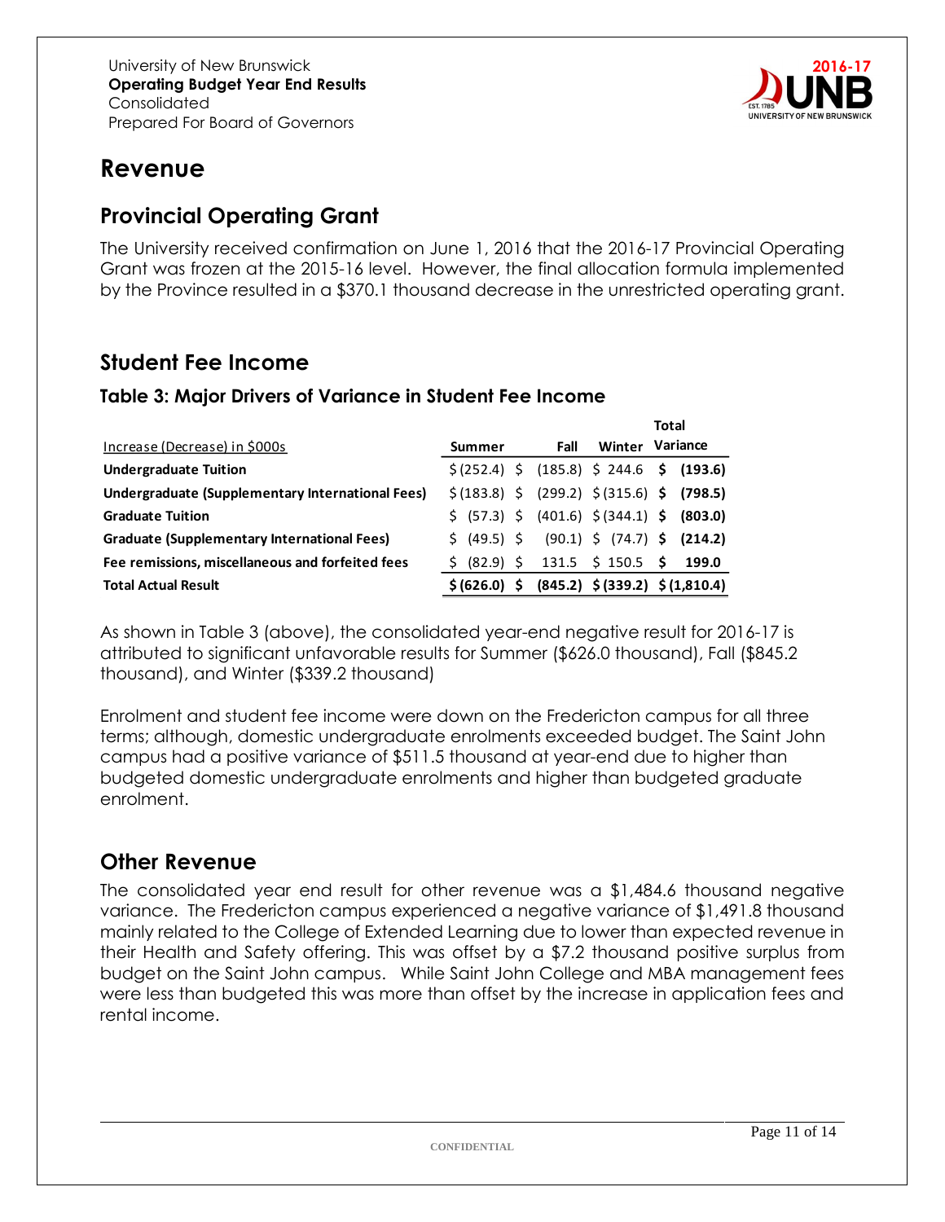University of New Brunswick
**Operating Budget Year End Results**
Consolidated
Prepared For Board of Governors

2016-17

# Revenue

## Provincial Operating Grant

The University received confirmation on June 1, 2016 that the 2016-17 Provincial Operating Grant was frozen at the 2015-16 level. However, the final allocation formula implemented by the Province resulted in a $370.1 thousand decrease in the unrestricted operating grant.

## Student Fee Income

### Table 3: Major Drivers of Variance in Student Fee Income

| Increase (Decrease) in $000s | Summer | Fall | Winter | Total Variance |
|---|---|---|---|---|
| **Undergraduate Tuition** | $ (252.4) | $ (185.8) | $ 244.6 | **$ (193.6)** |
| **Undergraduate (Supplementary International Fees)** | $ (183.8) | $ (299.2) | $ (315.6) | **$ (798.5)** |
| **Graduate Tuition** | $ (57.3) | $ (401.6) | $ (344.1) | **$ (803.0)** |
| **Graduate (Supplementary International Fees)** | $ (49.5) | $ (90.1) | $ (74.7) | **$ (214.2)** |
| **Fee remissions, miscellaneous and forfeited fees** | $ (82.9) | $ 131.5 | $ 150.5 | **$ 199.0** |
| **Total Actual Result** | **$ (626.0)** | **$ (845.2)** | **$ (339.2)** | **$ (1,810.4)** |

As shown in Table 3 (above), the consolidated year-end negative result for 2016-17 is attributed to significant unfavorable results for Summer ($626.0 thousand), Fall ($845.2 thousand), and Winter ($339.2 thousand)

Enrolment and student fee income were down on the Fredericton campus for all three terms; although, domestic undergraduate enrolments exceeded budget. The Saint John campus had a positive variance of $511.5 thousand at year-end due to higher than budgeted domestic undergraduate enrolments and higher than budgeted graduate enrolment.

## Other Revenue

The consolidated year end result for other revenue was a $1,484.6 thousand negative variance. The Fredericton campus experienced a negative variance of $1,491.8 thousand mainly related to the College of Extended Learning due to lower than expected revenue in their Health and Safety offering. This was offset by a $7.2 thousand positive surplus from budget on the Saint John campus. While Saint John College and MBA management fees were less than budgeted this was more than offset by the increase in application fees and rental income.

CONFIDENTIAL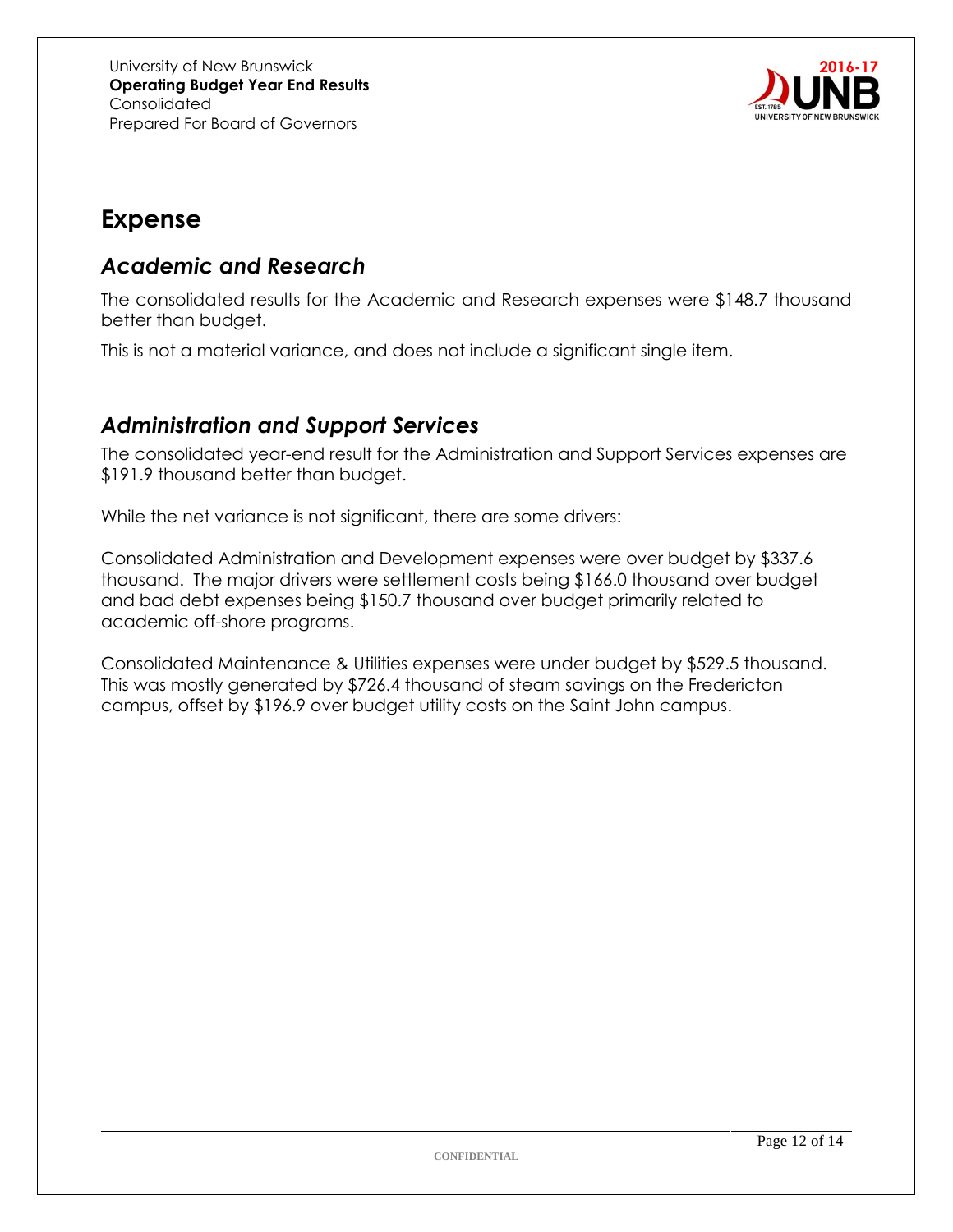# Expense

## *Academic and Research*

The consolidated results for the Academic and Research expenses were $148.7 thousand better than budget.

This is not a material variance, and does not include a significant single item.

## *Administration and Support Services*

The consolidated year-end result for the Administration and Support Services expenses are $191.9 thousand better than budget.

While the net variance is not significant, there are some drivers:

Consolidated Administration and Development expenses were over budget by $337.6 thousand. The major drivers were settlement costs being $166.0 thousand over budget and bad debt expenses being $150.7 thousand over budget primarily related to academic off-shore programs.

Consolidated Maintenance & Utilities expenses were under budget by $529.5 thousand. This was mostly generated by $726.4 thousand of steam savings on the Fredericton campus, offset by $196.9 over budget utility costs on the Saint John campus.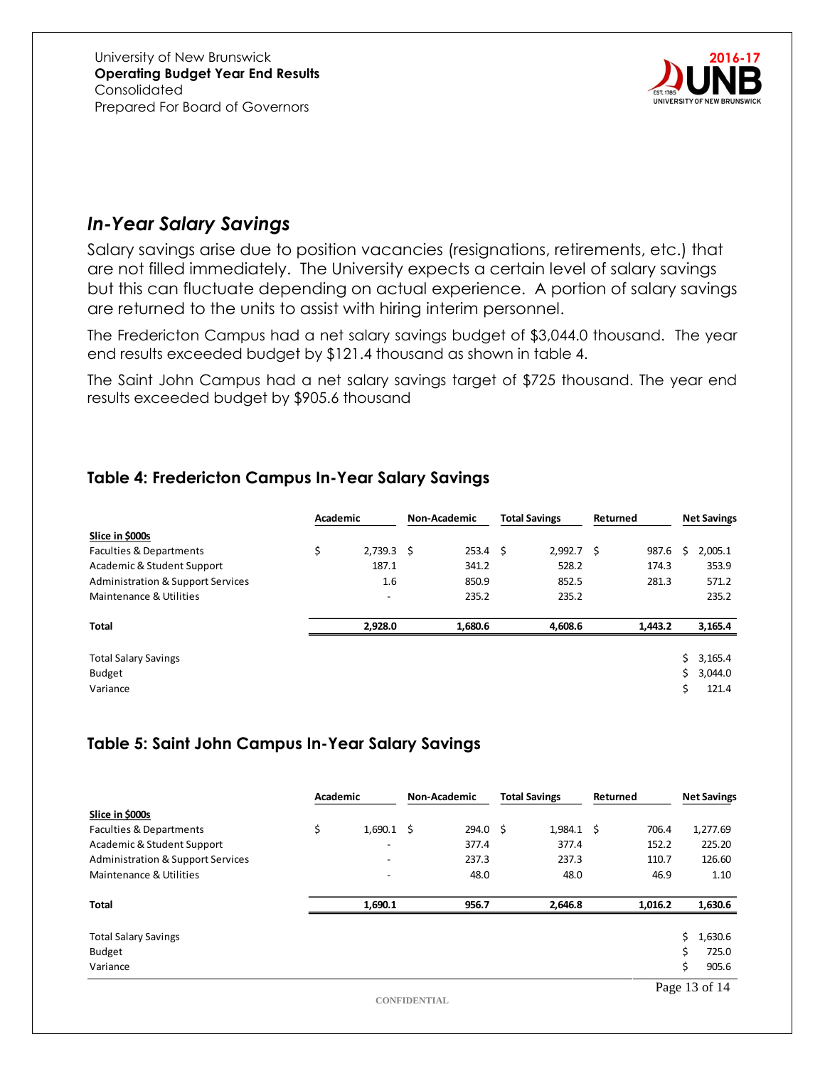University of New Brunswick
**Operating Budget Year End Results**
Consolidated
Prepared For Board of Governors

2016-17

## *In-Year Salary Savings*

Salary savings arise due to position vacancies (resignations, retirements, etc.) that are not filled immediately. The University expects a certain level of salary savings but this can fluctuate depending on actual experience. A portion of salary savings are returned to the units to assist with hiring interim personnel.

The Fredericton Campus had a net salary savings budget of $3,044.0 thousand. The year end results exceeded budget by $121.4 thousand as shown in table 4.

The Saint John Campus had a net salary savings target of $725 thousand. The year end results exceeded budget by $905.6 thousand

### Table 4: Fredericton Campus In-Year Salary Savings

| | Academic | Non-Academic | Total Savings | Returned | Net Savings |
|---|---|---|---|---|---|
| **Slice in $000s** | | | | | |
| Faculties & Departments | $ 2,739.3 | $ 253.4 | $ 2,992.7 | $ 987.6 | $ 2,005.1 |
| Academic & Student Support | 187.1 | 341.2 | 528.2 | 174.3 | 353.9 |
| Administration & Support Services | 1.6 | 850.9 | 852.5 | 281.3 | 571.2 |
| Maintenance & Utilities | - | 235.2 | 235.2 | | 235.2 |
| **Total** | **2,928.0** | **1,680.6** | **4,608.6** | **1,443.2** | **3,165.4** |
| Total Salary Savings | | | | | $ 3,165.4 |
| Budget | | | | | $ 3,044.0 |
| Variance | | | | | $ 121.4 |

### Table 5: Saint John Campus In-Year Salary Savings

| | Academic | Non-Academic | Total Savings | Returned | Net Savings |
|---|---|---|---|---|---|
| **Slice in $000s** | | | | | |
| Faculties & Departments | $ 1,690.1 | $ 294.0 | $ 1,984.1 | $ 706.4 | 1,277.69 |
| Academic & Student Support | - | 377.4 | 377.4 | 152.2 | 225.20 |
| Administration & Support Services | - | 237.3 | 237.3 | 110.7 | 126.60 |
| Maintenance & Utilities | - | 48.0 | 48.0 | 46.9 | 1.10 |
| **Total** | **1,690.1** | **956.7** | **2,646.8** | **1,016.2** | **1,630.6** |
| Total Salary Savings | | | | | $ 1,630.6 |
| Budget | | | | | $ 725.0 |
| Variance | | | | | $ 905.6 |

CONFIDENTIAL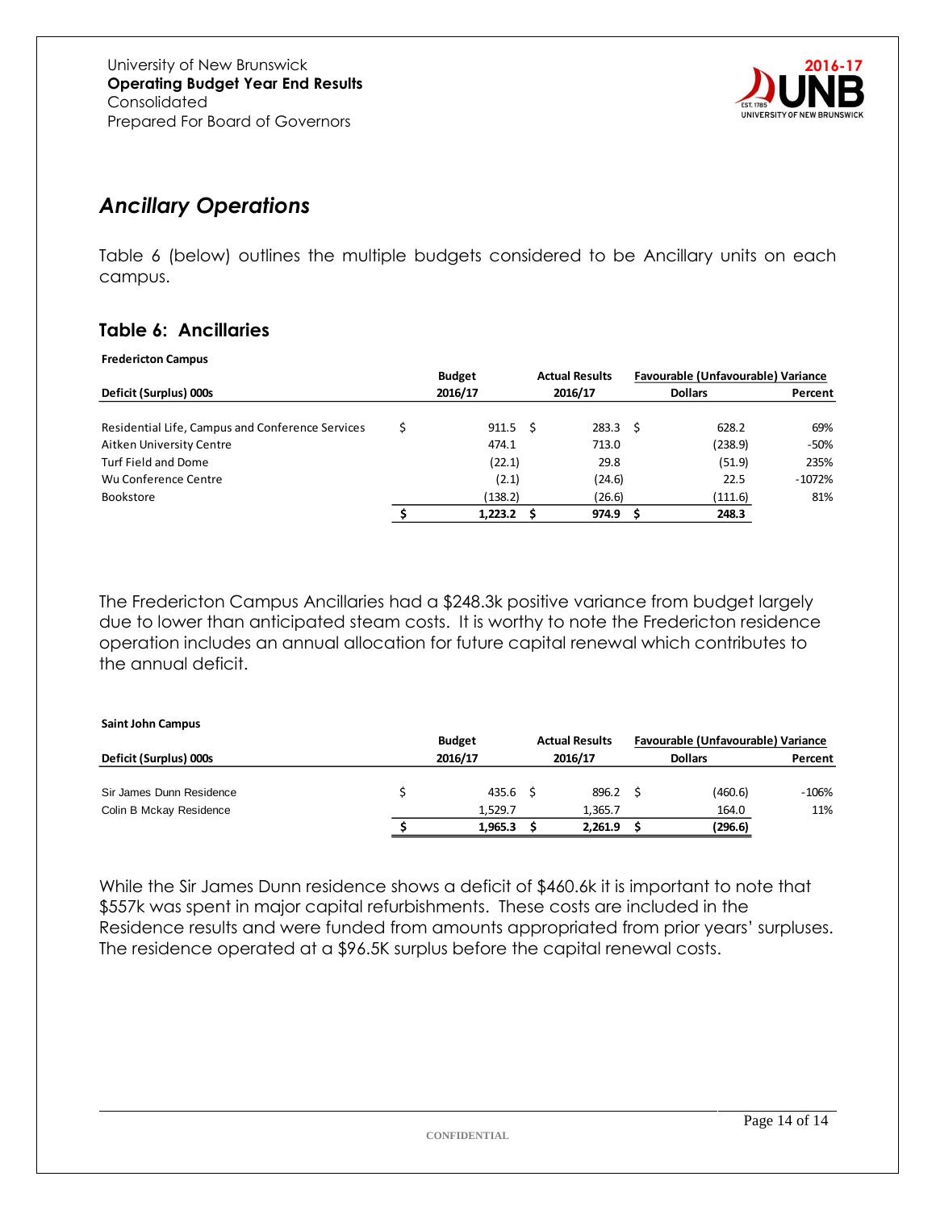## Ancillary Operations

Table 6 (below) outlines the multiple budgets considered to be Ancillary units on each campus.

### Table 6: Ancillaries

**Fredericton Campus**

| Deficit (Surplus) 000s | Budget 2016/17 | Actual Results 2016/17 | Favourable (Unfavourable) Variance Dollars | Percent |
|---|---|---|---|---|
| Residential Life, Campus and Conference Services | $ 911.5 | $ 283.3 | $ 628.2 | 69% |
| Aitken University Centre | 474.1 | 713.0 | (238.9) | -50% |
| Turf Field and Dome | (22.1) | 29.8 | (51.9) | 235% |
| Wu Conference Centre | (2.1) | (24.6) | 22.5 | -1072% |
| Bookstore | (138.2) | (26.6) | (111.6) | 81% |
| | **$ 1,223.2** | **$ 974.9** | **$ 248.3** | |

The Fredericton Campus Ancillaries had a $248.3k positive variance from budget largely due to lower than anticipated steam costs. It is worthy to note the Fredericton residence operation includes an annual allocation for future capital renewal which contributes to the annual deficit.

**Saint John Campus**

| Deficit (Surplus) 000s | Budget 2016/17 | Actual Results 2016/17 | Favourable (Unfavourable) Variance Dollars | Percent |
|---|---|---|---|---|
| Sir James Dunn Residence | $ 435.6 | $ 896.2 | $ (460.6) | -106% |
| Colin B Mckay Residence | 1,529.7 | 1,365.7 | 164.0 | 11% |
| | **$ 1,965.3** | **$ 2,261.9** | **$ (296.6)** | |

While the Sir James Dunn residence shows a deficit of $460.6k it is important to note that $557k was spent in major capital refurbishments. These costs are included in the Residence results and were funded from amounts appropriated from prior years' surpluses. The residence operated at a $96.5K surplus before the capital renewal costs.

CONFIDENTIAL